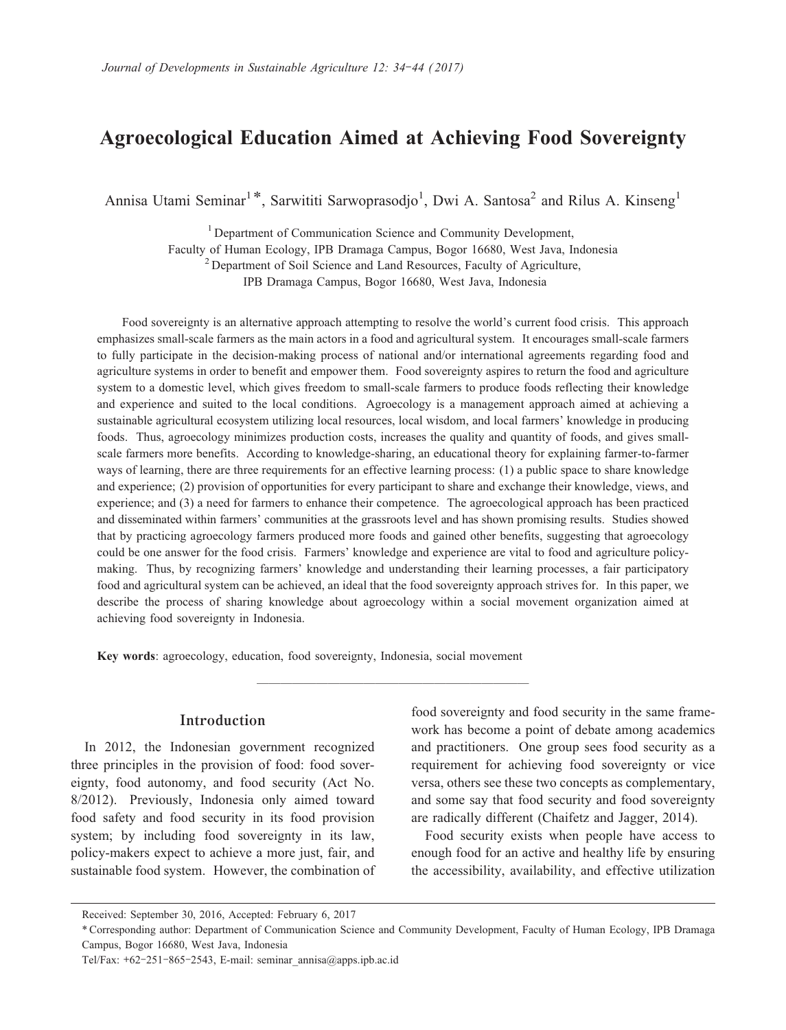# Agroecological Education Aimed at Achieving Food Sovereignty

Annisa Utami Seminar[1]*, Sarwititi Sarwoprasodjo[1], Dwi A. Santosa[2] and Rilus A. Kinseng[1]

[1] Department of Communication Science and Community Development, Faculty of Human Ecology, IPB Dramaga Campus, Bogor 16680, West Java, Indonesia

[2] Department of Soil Science and Land Resources, Faculty of Agriculture, IPB Dramaga Campus, Bogor 16680, West Java, Indonesia

Food sovereignty is an alternative approach attempting to resolve the world's current food crisis. This approach emphasizes small-scale farmers as the main actors in a food and agricultural system. It encourages small-scale farmers to fully participate in the decision-making process of national and/or international agreements regarding food and agriculture systems in order to benefit and empower them. Food sovereignty aspires to return the food and agriculture system to a domestic level, which gives freedom to small-scale farmers to produce foods reflecting their knowledge and experience and suited to the local conditions. Agroecology is a management approach aimed at achieving a sustainable agricultural ecosystem utilizing local resources, local wisdom, and local farmers' knowledge in producing foods. Thus, agroecology minimizes production costs, increases the quality and quantity of foods, and gives small-scale farmers more benefits. According to knowledge-sharing, an educational theory for explaining farmer-to-farmer ways of learning, there are three requirements for an effective learning process: (1) a public space to share knowledge and experience; (2) provision of opportunities for every participant to share and exchange their knowledge, views, and experience; and (3) a need for farmers to enhance their competence. The agroecological approach has been practiced and disseminated within farmers' communities at the grassroots level and has shown promising results. Studies showed that by practicing agroecology farmers produced more foods and gained other benefits, suggesting that agroecology could be one answer for the food crisis. Farmers' knowledge and experience are vital to food and agriculture policy-making. Thus, by recognizing farmers' knowledge and understanding their learning processes, a fair participatory food and agricultural system can be achieved, an ideal that the food sovereignty approach strives for. In this paper, we describe the process of sharing knowledge about agroecology within a social movement organization aimed at achieving food sovereignty in Indonesia.

**Key words**: agroecology, education, food sovereignty, Indonesia, social movement

## Introduction

In 2012, the Indonesian government recognized three principles in the provision of food: food sovereignty, food autonomy, and food security (Act No. 8/2012). Previously, Indonesia only aimed toward food safety and food security in its food provision system; by including food sovereignty in its law, policy-makers expect to achieve a more just, fair, and sustainable food system. However, the combination of food sovereignty and food security in the same framework has become a point of debate among academics and practitioners. One group sees food security as a requirement for achieving food sovereignty or vice versa, others see these two concepts as complementary, and some say that food security and food sovereignty are radically different (Chaifetz and Jagger, 2014).

Food security exists when people have access to enough food for an active and healthy life by ensuring the accessibility, availability, and effective utilization

---

Received: September 30, 2016, Accepted: February 6, 2017

* Corresponding author: Department of Communication Science and Community Development, Faculty of Human Ecology, IPB Dramaga Campus, Bogor 16680, West Java, Indonesia

Tel/Fax: +62-251-865-2543, E-mail: seminar_annisa@apps.ipb.ac.id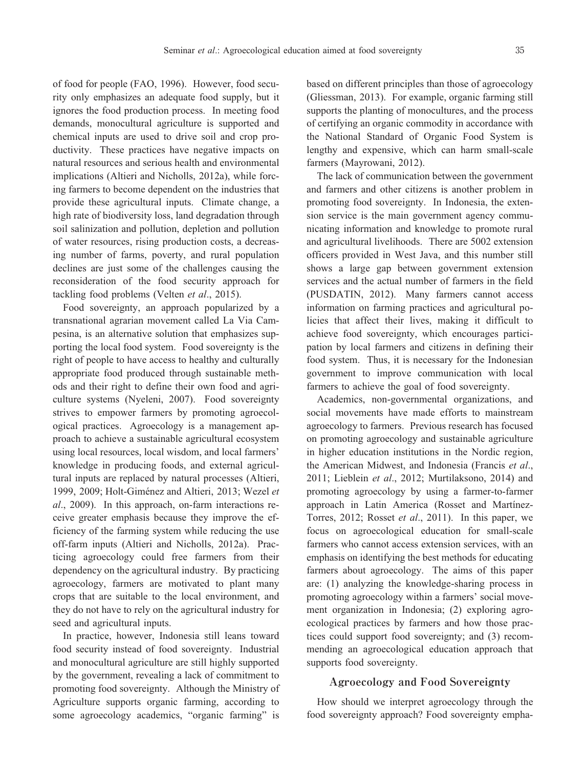of food for people (FAO, 1996). However, food security only emphasizes an adequate food supply, but it ignores the food production process. In meeting food demands, monocultural agriculture is supported and chemical inputs are used to drive soil and crop productivity. These practices have negative impacts on natural resources and serious health and environmental implications (Altieri and Nicholls, 2012a), while forcing farmers to become dependent on the industries that provide these agricultural inputs. Climate change, a high rate of biodiversity loss, land degradation through soil salinization and pollution, depletion and pollution of water resources, rising production costs, a decreasing number of farms, poverty, and rural population declines are just some of the challenges causing the reconsideration of the food security approach for tackling food problems (Velten *et al*., 2015).

Food sovereignty, an approach popularized by a transnational agrarian movement called La Via Campesina, is an alternative solution that emphasizes supporting the local food system. Food sovereignty is the right of people to have access to healthy and culturally appropriate food produced through sustainable methods and their right to define their own food and agriculture systems (Nyeleni, 2007). Food sovereignty strives to empower farmers by promoting agroecological practices. Agroecology is a management approach to achieve a sustainable agricultural ecosystem using local resources, local wisdom, and local farmers' knowledge in producing foods, and external agricultural inputs are replaced by natural processes (Altieri, 1999, 2009; Holt-Giménez and Altieri, 2013; Wezel *et al*., 2009). In this approach, on-farm interactions receive greater emphasis because they improve the efficiency of the farming system while reducing the use off-farm inputs (Altieri and Nicholls, 2012a). Practicing agroecology could free farmers from their dependency on the agricultural industry. By practicing agroecology, farmers are motivated to plant many crops that are suitable to the local environment, and they do not have to rely on the agricultural industry for seed and agricultural inputs.

In practice, however, Indonesia still leans toward food security instead of food sovereignty. Industrial and monocultural agriculture are still highly supported by the government, revealing a lack of commitment to promoting food sovereignty. Although the Ministry of Agriculture supports organic farming, according to some agroecology academics, "organic farming" is based on different principles than those of agroecology (Gliessman, 2013). For example, organic farming still supports the planting of monocultures, and the process of certifying an organic commodity in accordance with the National Standard of Organic Food System is lengthy and expensive, which can harm small-scale farmers (Mayrowani, 2012).

The lack of communication between the government and farmers and other citizens is another problem in promoting food sovereignty. In Indonesia, the extension service is the main government agency communicating information and knowledge to promote rural and agricultural livelihoods. There are 5002 extension officers provided in West Java, and this number still shows a large gap between government extension services and the actual number of farmers in the field (PUSDATIN, 2012). Many farmers cannot access information on farming practices and agricultural policies that affect their lives, making it difficult to achieve food sovereignty, which encourages participation by local farmers and citizens in defining their food system. Thus, it is necessary for the Indonesian government to improve communication with local farmers to achieve the goal of food sovereignty.

Academics, non-governmental organizations, and social movements have made efforts to mainstream agroecology to farmers. Previous research has focused on promoting agroecology and sustainable agriculture in higher education institutions in the Nordic region, the American Midwest, and Indonesia (Francis *et al*., 2011; Lieblein *et al*., 2012; Murtilaksono, 2014) and promoting agroecology by using a farmer-to-farmer approach in Latin America (Rosset and Martínez-Torres, 2012; Rosset *et al*., 2011). In this paper, we focus on agroecological education for small-scale farmers who cannot access extension services, with an emphasis on identifying the best methods for educating farmers about agroecology. The aims of this paper are: (1) analyzing the knowledge-sharing process in promoting agroecology within a farmers' social movement organization in Indonesia; (2) exploring agroecological practices by farmers and how those practices could support food sovereignty; and (3) recommending an agroecological education approach that supports food sovereignty.

## Agroecology and Food Sovereignty

How should we interpret agroecology through the food sovereignty approach? Food sovereignty empha-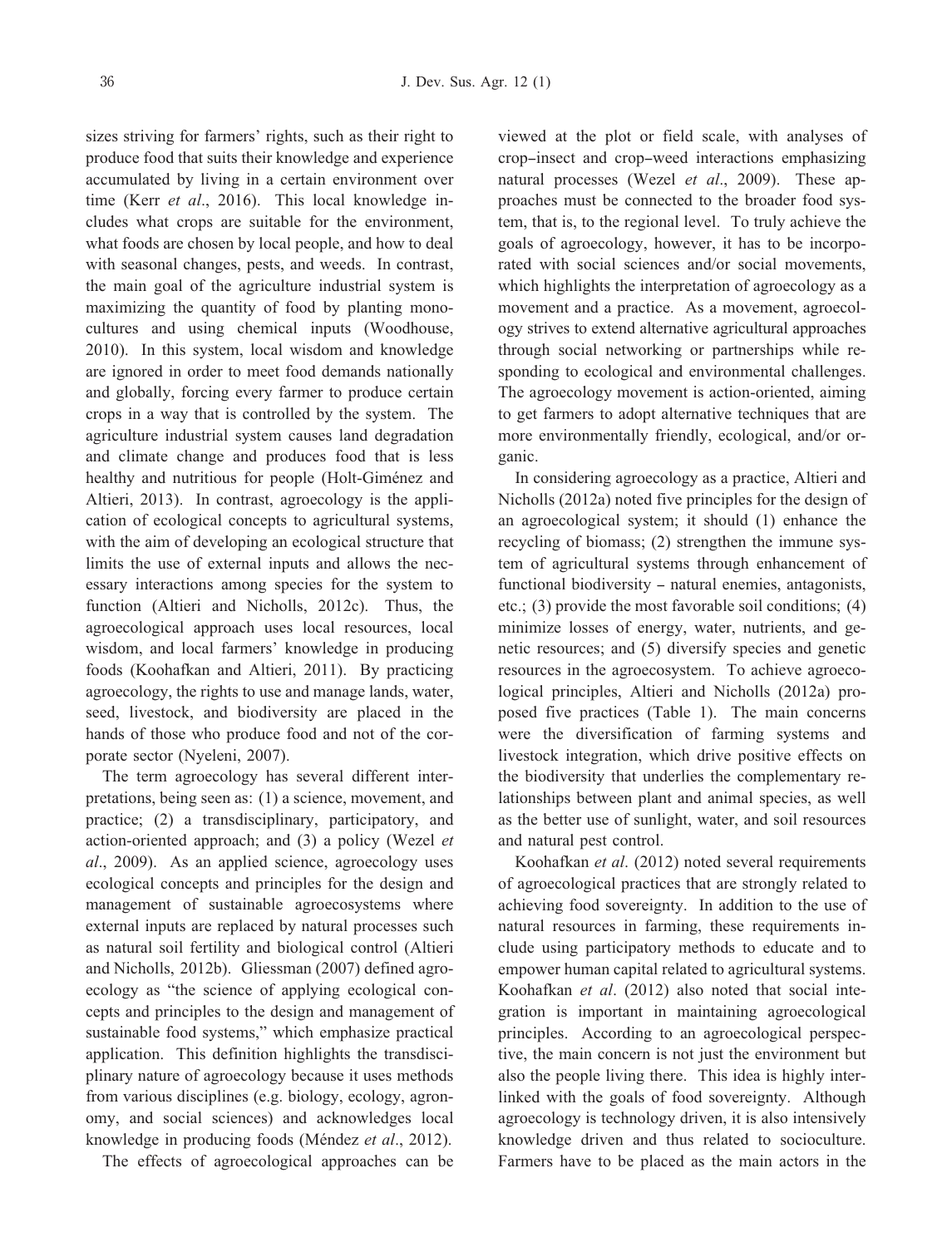sizes striving for farmers' rights, such as their right to produce food that suits their knowledge and experience accumulated by living in a certain environment over time (Kerr *et al*., 2016). This local knowledge includes what crops are suitable for the environment, what foods are chosen by local people, and how to deal with seasonal changes, pests, and weeds. In contrast, the main goal of the agriculture industrial system is maximizing the quantity of food by planting monocultures and using chemical inputs (Woodhouse, 2010). In this system, local wisdom and knowledge are ignored in order to meet food demands nationally and globally, forcing every farmer to produce certain crops in a way that is controlled by the system. The agriculture industrial system causes land degradation and climate change and produces food that is less healthy and nutritious for people (Holt-Giménez and Altieri, 2013). In contrast, agroecology is the application of ecological concepts to agricultural systems, with the aim of developing an ecological structure that limits the use of external inputs and allows the necessary interactions among species for the system to function (Altieri and Nicholls, 2012c). Thus, the agroecological approach uses local resources, local wisdom, and local farmers' knowledge in producing foods (Koohafkan and Altieri, 2011). By practicing agroecology, the rights to use and manage lands, water, seed, livestock, and biodiversity are placed in the hands of those who produce food and not of the corporate sector (Nyeleni, 2007).

The term agroecology has several different interpretations, being seen as: (1) a science, movement, and practice; (2) a transdisciplinary, participatory, and action-oriented approach; and (3) a policy (Wezel *et al*., 2009). As an applied science, agroecology uses ecological concepts and principles for the design and management of sustainable agroecosystems where external inputs are replaced by natural processes such as natural soil fertility and biological control (Altieri and Nicholls, 2012b). Gliessman (2007) defined agroecology as "the science of applying ecological concepts and principles to the design and management of sustainable food systems," which emphasize practical application. This definition highlights the transdisciplinary nature of agroecology because it uses methods from various disciplines (e.g. biology, ecology, agronomy, and social sciences) and acknowledges local knowledge in producing foods (Méndez *et al*., 2012).

The effects of agroecological approaches can be viewed at the plot or field scale, with analyses of crop–insect and crop–weed interactions emphasizing natural processes (Wezel *et al*., 2009). These approaches must be connected to the broader food system, that is, to the regional level. To truly achieve the goals of agroecology, however, it has to be incorporated with social sciences and/or social movements, which highlights the interpretation of agroecology as a movement and a practice. As a movement, agroecology strives to extend alternative agricultural approaches through social networking or partnerships while responding to ecological and environmental challenges. The agroecology movement is action-oriented, aiming to get farmers to adopt alternative techniques that are more environmentally friendly, ecological, and/or organic.

In considering agroecology as a practice, Altieri and Nicholls (2012a) noted five principles for the design of an agroecological system; it should (1) enhance the recycling of biomass; (2) strengthen the immune system of agricultural systems through enhancement of functional biodiversity – natural enemies, antagonists, etc.; (3) provide the most favorable soil conditions; (4) minimize losses of energy, water, nutrients, and genetic resources; and (5) diversify species and genetic resources in the agroecosystem. To achieve agroecological principles, Altieri and Nicholls (2012a) proposed five practices (Table 1). The main concerns were the diversification of farming systems and livestock integration, which drive positive effects on the biodiversity that underlies the complementary relationships between plant and animal species, as well as the better use of sunlight, water, and soil resources and natural pest control.

Koohafkan *et al*. (2012) noted several requirements of agroecological practices that are strongly related to achieving food sovereignty. In addition to the use of natural resources in farming, these requirements include using participatory methods to educate and to empower human capital related to agricultural systems. Koohafkan *et al*. (2012) also noted that social integration is important in maintaining agroecological principles. According to an agroecological perspective, the main concern is not just the environment but also the people living there. This idea is highly interlinked with the goals of food sovereignty. Although agroecology is technology driven, it is also intensively knowledge driven and thus related to socioculture. Farmers have to be placed as the main actors in the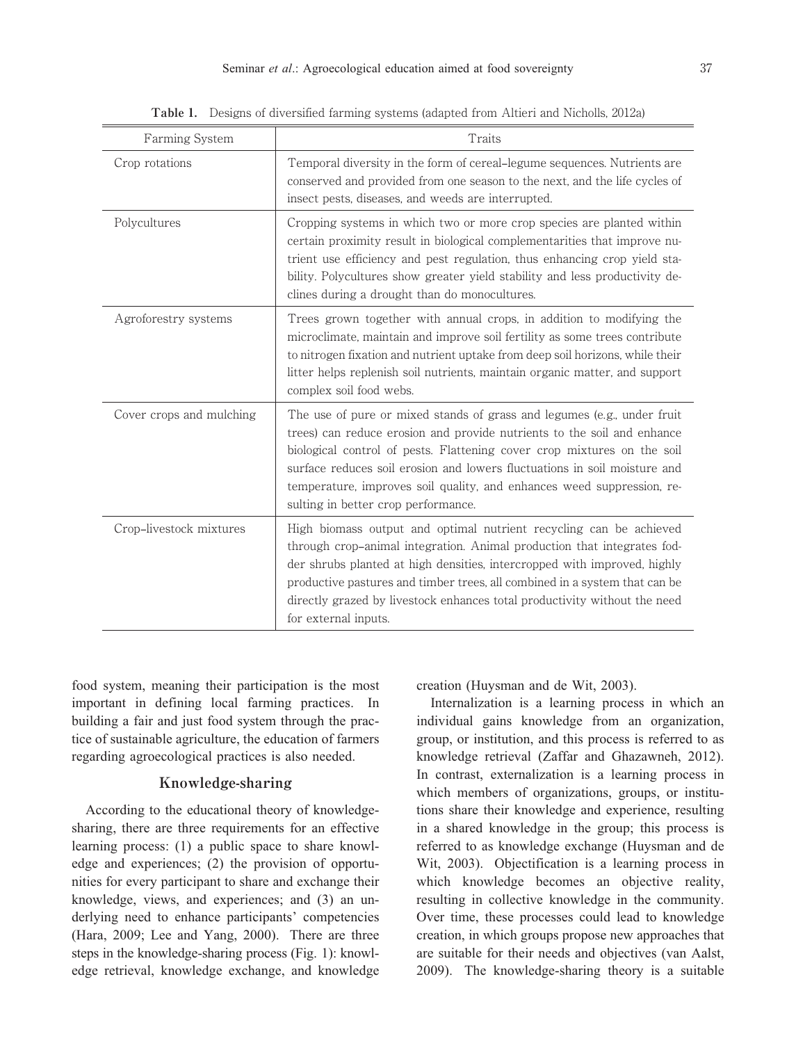**Table 1.** Designs of diversified farming systems (adapted from Altieri and Nicholls, 2012a)

| Farming System | Traits |
|---|---|
| Crop rotations | Temporal diversity in the form of cereal–legume sequences. Nutrients are conserved and provided from one season to the next, and the life cycles of insect pests, diseases, and weeds are interrupted. |
| Polycultures | Cropping systems in which two or more crop species are planted within certain proximity result in biological complementarities that improve nutrient use efficiency and pest regulation, thus enhancing crop yield stability. Polycultures show greater yield stability and less productivity declines during a drought than do monocultures. |
| Agroforestry systems | Trees grown together with annual crops, in addition to modifying the microclimate, maintain and improve soil fertility as some trees contribute to nitrogen fixation and nutrient uptake from deep soil horizons, while their litter helps replenish soil nutrients, maintain organic matter, and support complex soil food webs. |
| Cover crops and mulching | The use of pure or mixed stands of grass and legumes (e.g., under fruit trees) can reduce erosion and provide nutrients to the soil and enhance biological control of pests. Flattening cover crop mixtures on the soil surface reduces soil erosion and lowers fluctuations in soil moisture and temperature, improves soil quality, and enhances weed suppression, resulting in better crop performance. |
| Crop–livestock mixtures | High biomass output and optimal nutrient recycling can be achieved through crop–animal integration. Animal production that integrates fodder shrubs planted at high densities, intercropped with improved, highly productive pastures and timber trees, all combined in a system that can be directly grazed by livestock enhances total productivity without the need for external inputs. |

food system, meaning their participation is the most important in defining local farming practices. In building a fair and just food system through the practice of sustainable agriculture, the education of farmers regarding agroecological practices is also needed.

## Knowledge-sharing

According to the educational theory of knowledge-sharing, there are three requirements for an effective learning process: (1) a public space to share knowledge and experiences; (2) the provision of opportunities for every participant to share and exchange their knowledge, views, and experiences; and (3) an underlying need to enhance participants' competencies (Hara, 2009; Lee and Yang, 2000). There are three steps in the knowledge-sharing process (Fig. 1): knowledge retrieval, knowledge exchange, and knowledge creation (Huysman and de Wit, 2003).

Internalization is a learning process in which an individual gains knowledge from an organization, group, or institution, and this process is referred to as knowledge retrieval (Zaffar and Ghazawneh, 2012). In contrast, externalization is a learning process in which members of organizations, groups, or institutions share their knowledge and experience, resulting in a shared knowledge in the group; this process is referred to as knowledge exchange (Huysman and de Wit, 2003). Objectification is a learning process in which knowledge becomes an objective reality, resulting in collective knowledge in the community. Over time, these processes could lead to knowledge creation, in which groups propose new approaches that are suitable for their needs and objectives (van Aalst, 2009). The knowledge-sharing theory is a suitable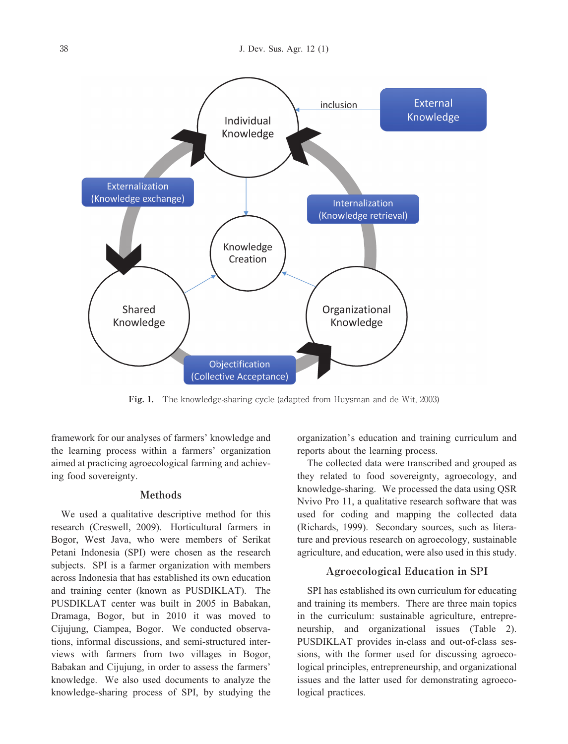Fig. 1. The knowledge-sharing cycle (adapted from Huysman and de Wit, 2003)

framework for our analyses of farmers' knowledge and the learning process within a farmers' organization aimed at practicing agroecological farming and achieving food sovereignty.

## Methods

We used a qualitative descriptive method for this research (Creswell, 2009). Horticultural farmers in Bogor, West Java, who were members of Serikat Petani Indonesia (SPI) were chosen as the research subjects. SPI is a farmer organization with members across Indonesia that has established its own education and training center (known as PUSDIKLAT). The PUSDIKLAT center was built in 2005 in Babakan, Dramaga, Bogor, but in 2010 it was moved to Cijujung, Ciampea, Bogor. We conducted observations, informal discussions, and semi-structured interviews with farmers from two villages in Bogor, Babakan and Cijujung, in order to assess the farmers' knowledge. We also used documents to analyze the knowledge-sharing process of SPI, by studying the organization's education and training curriculum and reports about the learning process.

The collected data were transcribed and grouped as they related to food sovereignty, agroecology, and knowledge-sharing. We processed the data using QSR Nvivo Pro 11, a qualitative research software that was used for coding and mapping the collected data (Richards, 1999). Secondary sources, such as literature and previous research on agroecology, sustainable agriculture, and education, were also used in this study.

## Agroecological Education in SPI

SPI has established its own curriculum for educating and training its members. There are three main topics in the curriculum: sustainable agriculture, entrepreneurship, and organizational issues (Table 2). PUSDIKLAT provides in-class and out-of-class sessions, with the former used for discussing agroecological principles, entrepreneurship, and organizational issues and the latter used for demonstrating agroecological practices.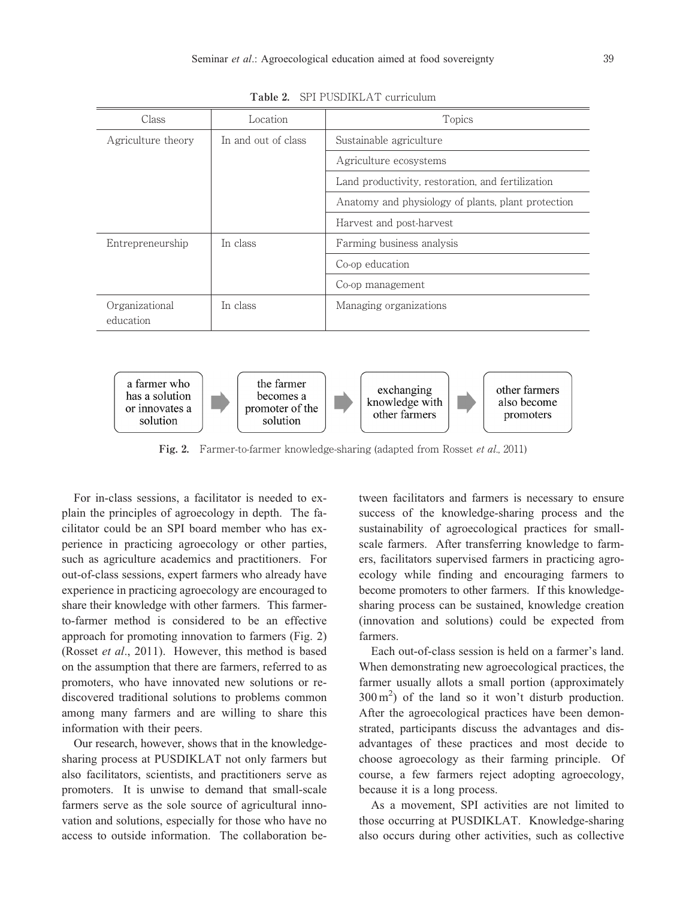**Table 2.** SPI PUSDIKLAT curriculum

| Class | Location | Topics |
|---|---|---|
| Agriculture theory | In and out of class | Sustainable agriculture |
| | | Agriculture ecosystems |
| | | Land productivity, restoration, and fertilization |
| | | Anatomy and physiology of plants, plant protection |
| | | Harvest and post-harvest |
| Entrepreneurship | In class | Farming business analysis |
| | | Co-op education |
| | | Co-op management |
| Organizational education | In class | Managing organizations |

a farmer who has a solution or innovates a solution → the farmer becomes a promoter of the solution → exchanging knowledge with other farmers → other farmers also become promoters

**Fig. 2.** Farmer-to-farmer knowledge-sharing (adapted from Rosset *et al*., 2011)

For in-class sessions, a facilitator is needed to explain the principles of agroecology in depth. The facilitator could be an SPI board member who has experience in practicing agroecology or other parties, such as agriculture academics and practitioners. For out-of-class sessions, expert farmers who already have experience in practicing agroecology are encouraged to share their knowledge with other farmers. This farmer-to-farmer method is considered to be an effective approach for promoting innovation to farmers (Fig. 2) (Rosset *et al*., 2011). However, this method is based on the assumption that there are farmers, referred to as promoters, who have innovated new solutions or rediscovered traditional solutions to problems common among many farmers and are willing to share this information with their peers.

Our research, however, shows that in the knowledge-sharing process at PUSDIKLAT not only farmers but also facilitators, scientists, and practitioners serve as promoters. It is unwise to demand that small-scale farmers serve as the sole source of agricultural innovation and solutions, especially for those who have no access to outside information. The collaboration between facilitators and farmers is necessary to ensure success of the knowledge-sharing process and the sustainability of agroecological practices for small-scale farmers. After transferring knowledge to farmers, facilitators supervised farmers in practicing agroecology while finding and encouraging farmers to become promoters to other farmers. If this knowledge-sharing process can be sustained, knowledge creation (innovation and solutions) could be expected from farmers.

Each out-of-class session is held on a farmer's land. When demonstrating new agroecological practices, the farmer usually allots a small portion (approximately $300\,m^2$) of the land so it won't disturb production. After the agroecological practices have been demonstrated, participants discuss the advantages and disadvantages of these practices and most decide to choose agroecology as their farming principle. Of course, a few farmers reject adopting agroecology, because it is a long process.

As a movement, SPI activities are not limited to those occurring at PUSDIKLAT. Knowledge-sharing also occurs during other activities, such as collective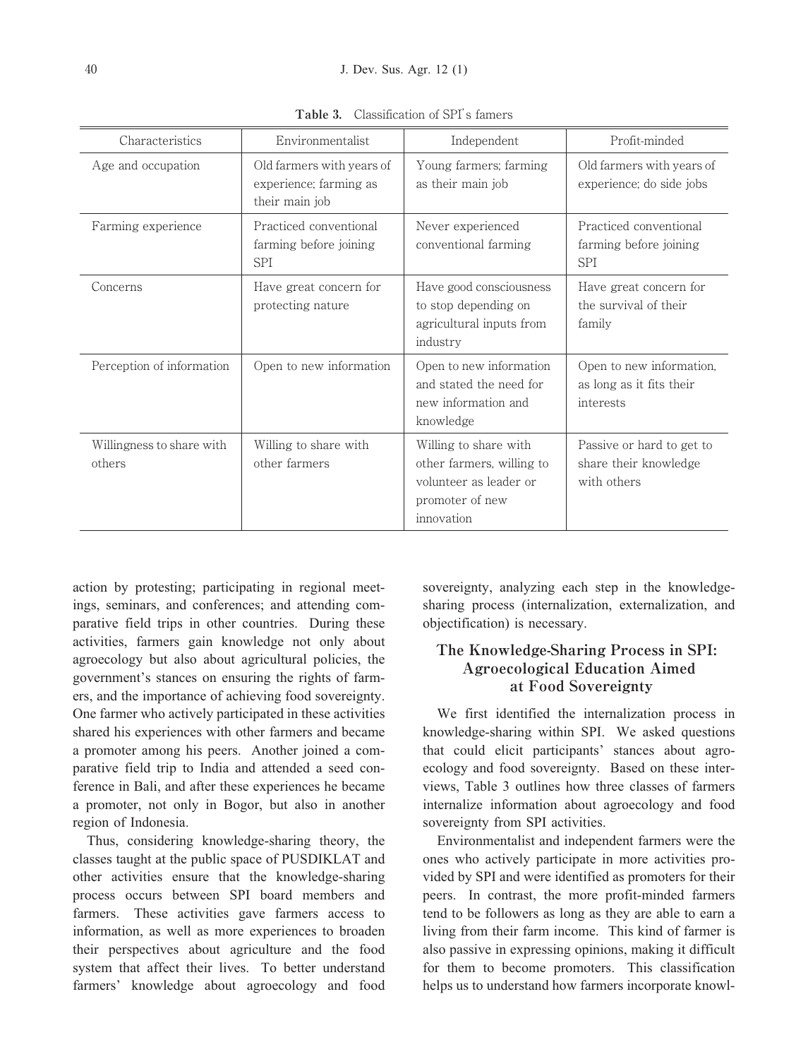**Table 3.** Classification of SPI's famers

| Characteristics | Environmentalist | Independent | Profit-minded |
|---|---|---|---|
| Age and occupation | Old farmers with years of experience; farming as their main job | Young farmers; farming as their main job | Old farmers with years of experience; do side jobs |
| Farming experience | Practiced conventional farming before joining SPI | Never experienced conventional farming | Practiced conventional farming before joining SPI |
| Concerns | Have great concern for protecting nature | Have good consciousness to stop depending on agricultural inputs from industry | Have great concern for the survival of their family |
| Perception of information | Open to new information | Open to new information and stated the need for new information and knowledge | Open to new information, as long as it fits their interests |
| Willingness to share with others | Willing to share with other farmers | Willing to share with other farmers, willing to volunteer as leader or promoter of new innovation | Passive or hard to get to share their knowledge with others |

action by protesting; participating in regional meetings, seminars, and conferences; and attending comparative field trips in other countries. During these activities, farmers gain knowledge not only about agroecology but also about agricultural policies, the government's stances on ensuring the rights of farmers, and the importance of achieving food sovereignty. One farmer who actively participated in these activities shared his experiences with other farmers and became a promoter among his peers. Another joined a comparative field trip to India and attended a seed conference in Bali, and after these experiences he became a promoter, not only in Bogor, but also in another region of Indonesia.

Thus, considering knowledge-sharing theory, the classes taught at the public space of PUSDIKLAT and other activities ensure that the knowledge-sharing process occurs between SPI board members and farmers. These activities gave farmers access to information, as well as more experiences to broaden their perspectives about agriculture and the food system that affect their lives. To better understand farmers' knowledge about agroecology and food sovereignty, analyzing each step in the knowledge-sharing process (internalization, externalization, and objectification) is necessary.

## The Knowledge-Sharing Process in SPI: Agroecological Education Aimed at Food Sovereignty

We first identified the internalization process in knowledge-sharing within SPI. We asked questions that could elicit participants' stances about agroecology and food sovereignty. Based on these interviews, Table 3 outlines how three classes of farmers internalize information about agroecology and food sovereignty from SPI activities.

Environmentalist and independent farmers were the ones who actively participate in more activities provided by SPI and were identified as promoters for their peers. In contrast, the more profit-minded farmers tend to be followers as long as they are able to earn a living from their farm income. This kind of farmer is also passive in expressing opinions, making it difficult for them to become promoters. This classification helps us to understand how farmers incorporate knowl-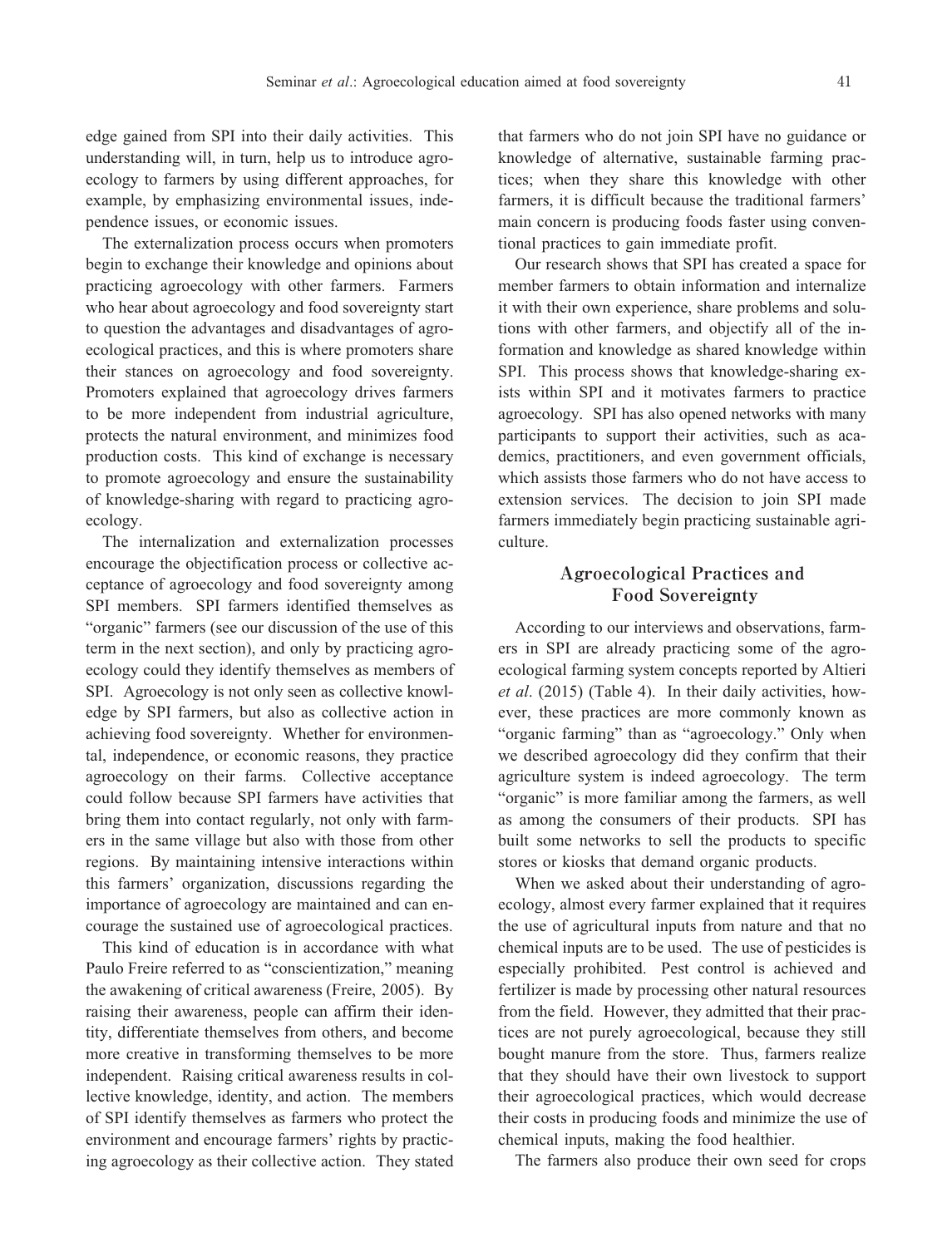edge gained from SPI into their daily activities. This understanding will, in turn, help us to introduce agroecology to farmers by using different approaches, for example, by emphasizing environmental issues, independence issues, or economic issues.

The externalization process occurs when promoters begin to exchange their knowledge and opinions about practicing agroecology with other farmers. Farmers who hear about agroecology and food sovereignty start to question the advantages and disadvantages of agroecological practices, and this is where promoters share their stances on agroecology and food sovereignty. Promoters explained that agroecology drives farmers to be more independent from industrial agriculture, protects the natural environment, and minimizes food production costs. This kind of exchange is necessary to promote agroecology and ensure the sustainability of knowledge-sharing with regard to practicing agroecology.

The internalization and externalization processes encourage the objectification process or collective acceptance of agroecology and food sovereignty among SPI members. SPI farmers identified themselves as "organic" farmers (see our discussion of the use of this term in the next section), and only by practicing agroecology could they identify themselves as members of SPI. Agroecology is not only seen as collective knowledge by SPI farmers, but also as collective action in achieving food sovereignty. Whether for environmental, independence, or economic reasons, they practice agroecology on their farms. Collective acceptance could follow because SPI farmers have activities that bring them into contact regularly, not only with farmers in the same village but also with those from other regions. By maintaining intensive interactions within this farmers' organization, discussions regarding the importance of agroecology are maintained and can encourage the sustained use of agroecological practices.

This kind of education is in accordance with what Paulo Freire referred to as "conscientization," meaning the awakening of critical awareness (Freire, 2005). By raising their awareness, people can affirm their identity, differentiate themselves from others, and become more creative in transforming themselves to be more independent. Raising critical awareness results in collective knowledge, identity, and action. The members of SPI identify themselves as farmers who protect the environment and encourage farmers' rights by practicing agroecology as their collective action. They stated that farmers who do not join SPI have no guidance or knowledge of alternative, sustainable farming practices; when they share this knowledge with other farmers, it is difficult because the traditional farmers' main concern is producing foods faster using conventional practices to gain immediate profit.

Our research shows that SPI has created a space for member farmers to obtain information and internalize it with their own experience, share problems and solutions with other farmers, and objectify all of the information and knowledge as shared knowledge within SPI. This process shows that knowledge-sharing exists within SPI and it motivates farmers to practice agroecology. SPI has also opened networks with many participants to support their activities, such as academics, practitioners, and even government officials, which assists those farmers who do not have access to extension services. The decision to join SPI made farmers immediately begin practicing sustainable agriculture.

## Agroecological Practices and Food Sovereignty

According to our interviews and observations, farmers in SPI are already practicing some of the agroecological farming system concepts reported by Altieri *et al*. (2015) (Table 4). In their daily activities, however, these practices are more commonly known as "organic farming" than as "agroecology." Only when we described agroecology did they confirm that their agriculture system is indeed agroecology. The term "organic" is more familiar among the farmers, as well as among the consumers of their products. SPI has built some networks to sell the products to specific stores or kiosks that demand organic products.

When we asked about their understanding of agroecology, almost every farmer explained that it requires the use of agricultural inputs from nature and that no chemical inputs are to be used. The use of pesticides is especially prohibited. Pest control is achieved and fertilizer is made by processing other natural resources from the field. However, they admitted that their practices are not purely agroecological, because they still bought manure from the store. Thus, farmers realize that they should have their own livestock to support their agroecological practices, which would decrease their costs in producing foods and minimize the use of chemical inputs, making the food healthier.

The farmers also produce their own seed for crops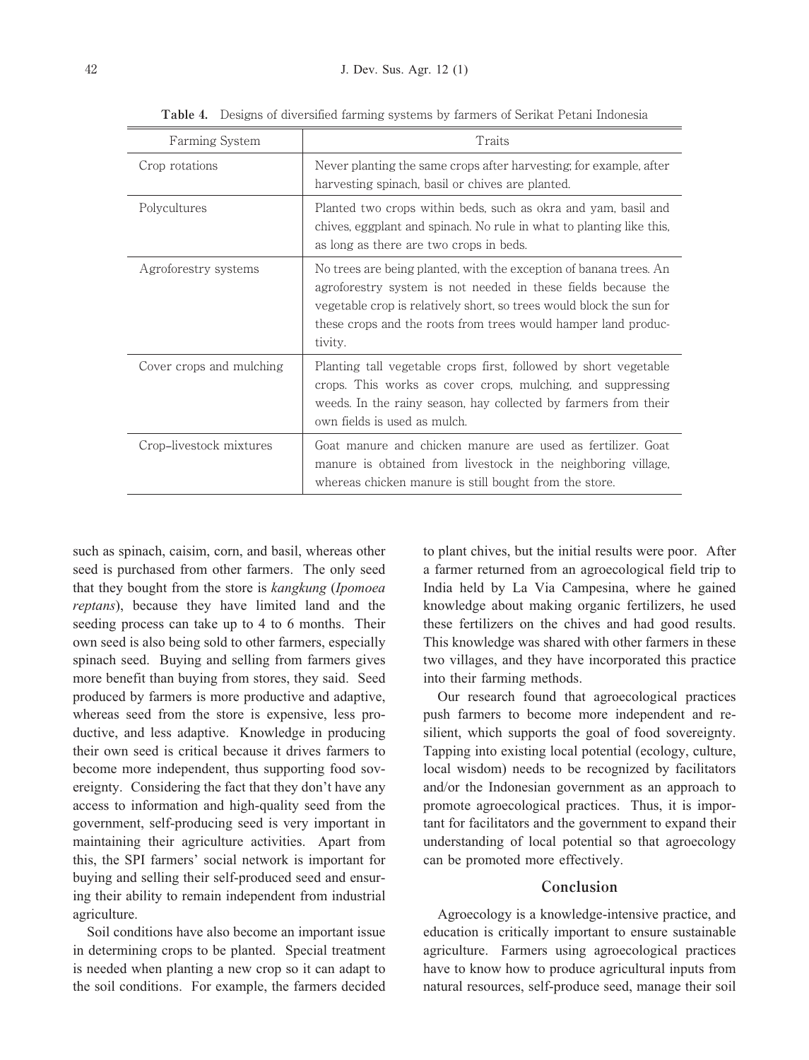**Table 4.** Designs of diversified farming systems by farmers of Serikat Petani Indonesia

| Farming System | Traits |
| --- | --- |
| Crop rotations | Never planting the same crops after harvesting; for example, after harvesting spinach, basil or chives are planted. |
| Polycultures | Planted two crops within beds, such as okra and yam, basil and chives, eggplant and spinach. No rule in what to planting like this, as long as there are two crops in beds. |
| Agroforestry systems | No trees are being planted, with the exception of banana trees. An agroforestry system is not needed in these fields because the vegetable crop is relatively short, so trees would block the sun for these crops and the roots from trees would hamper land productivity. |
| Cover crops and mulching | Planting tall vegetable crops first, followed by short vegetable crops. This works as cover crops, mulching, and suppressing weeds. In the rainy season, hay collected by farmers from their own fields is used as mulch. |
| Crop–livestock mixtures | Goat manure and chicken manure are used as fertilizer. Goat manure is obtained from livestock in the neighboring village, whereas chicken manure is still bought from the store. |

such as spinach, caisim, corn, and basil, whereas other seed is purchased from other farmers. The only seed that they bought from the store is *kangkung* (*Ipomoea reptans*), because they have limited land and the seeding process can take up to 4 to 6 months. Their own seed is also being sold to other farmers, especially spinach seed. Buying and selling from farmers gives more benefit than buying from stores, they said. Seed produced by farmers is more productive and adaptive, whereas seed from the store is expensive, less productive, and less adaptive. Knowledge in producing their own seed is critical because it drives farmers to become more independent, thus supporting food sovereignty. Considering the fact that they don't have any access to information and high-quality seed from the government, self-producing seed is very important in maintaining their agriculture activities. Apart from this, the SPI farmers' social network is important for buying and selling their self-produced seed and ensuring their ability to remain independent from industrial agriculture.

Soil conditions have also become an important issue in determining crops to be planted. Special treatment is needed when planting a new crop so it can adapt to the soil conditions. For example, the farmers decided to plant chives, but the initial results were poor. After a farmer returned from an agroecological field trip to India held by La Via Campesina, where he gained knowledge about making organic fertilizers, he used these fertilizers on the chives and had good results. This knowledge was shared with other farmers in these two villages, and they have incorporated this practice into their farming methods.

Our research found that agroecological practices push farmers to become more independent and resilient, which supports the goal of food sovereignty. Tapping into existing local potential (ecology, culture, local wisdom) needs to be recognized by facilitators and/or the Indonesian government as an approach to promote agroecological practices. Thus, it is important for facilitators and the government to expand their understanding of local potential so that agroecology can be promoted more effectively.

## Conclusion

Agroecology is a knowledge-intensive practice, and education is critically important to ensure sustainable agriculture. Farmers using agroecological practices have to know how to produce agricultural inputs from natural resources, self-produce seed, manage their soil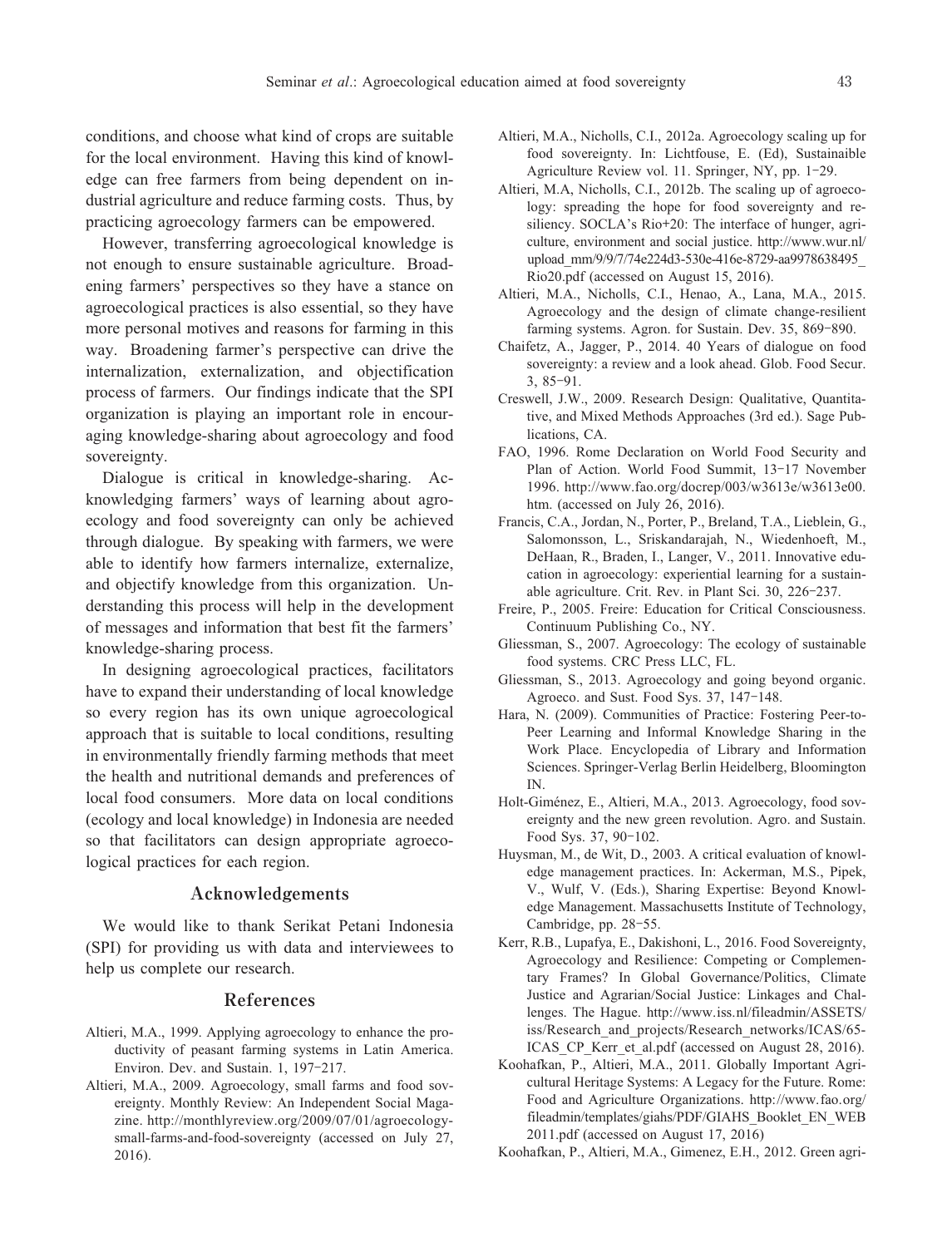conditions, and choose what kind of crops are suitable for the local environment. Having this kind of knowledge can free farmers from being dependent on industrial agriculture and reduce farming costs. Thus, by practicing agroecology farmers can be empowered.

However, transferring agroecological knowledge is not enough to ensure sustainable agriculture. Broadening farmers' perspectives so they have a stance on agroecological practices is also essential, so they have more personal motives and reasons for farming in this way. Broadening farmer's perspective can drive the internalization, externalization, and objectification process of farmers. Our findings indicate that the SPI organization is playing an important role in encouraging knowledge-sharing about agroecology and food sovereignty.

Dialogue is critical in knowledge-sharing. Acknowledging farmers' ways of learning about agroecology and food sovereignty can only be achieved through dialogue. By speaking with farmers, we were able to identify how farmers internalize, externalize, and objectify knowledge from this organization. Understanding this process will help in the development of messages and information that best fit the farmers' knowledge-sharing process.

In designing agroecological practices, facilitators have to expand their understanding of local knowledge so every region has its own unique agroecological approach that is suitable to local conditions, resulting in environmentally friendly farming methods that meet the health and nutritional demands and preferences of local food consumers. More data on local conditions (ecology and local knowledge) in Indonesia are needed so that facilitators can design appropriate agroecological practices for each region.

## Acknowledgements

We would like to thank Serikat Petani Indonesia (SPI) for providing us with data and interviewees to help us complete our research.

## References

Altieri, M.A., 1999. Applying agroecology to enhance the productivity of peasant farming systems in Latin America. Environ. Dev. and Sustain. 1, 197–217.

Altieri, M.A., 2009. Agroecology, small farms and food sovereignty. Monthly Review: An Independent Social Magazine. http://monthlyreview.org/2009/07/01/agroecology-small-farms-and-food-sovereignty (accessed on July 27, 2016).

Altieri, M.A., Nicholls, C.I., 2012a. Agroecology scaling up for food sovereignty. In: Lichtfouse, E. (Ed), Sustainaible Agriculture Review vol. 11. Springer, NY, pp. 1–29.

Altieri, M.A, Nicholls, C.I., 2012b. The scaling up of agroecology: spreading the hope for food sovereignty and resiliency. SOCLA's Rio+20: The interface of hunger, agriculture, environment and social justice. http://www.wur.nl/upload_mm/9/9/7/74e224d3-530e-416e-8729-aa9978638495_Rio20.pdf (accessed on August 15, 2016).

Altieri, M.A., Nicholls, C.I., Henao, A., Lana, M.A., 2015. Agroecology and the design of climate change-resilient farming systems. Agron. for Sustain. Dev. 35, 869–890.

Chaifetz, A., Jagger, P., 2014. 40 Years of dialogue on food sovereignty: a review and a look ahead. Glob. Food Secur. 3, 85–91.

Creswell, J.W., 2009. Research Design: Qualitative, Quantitative, and Mixed Methods Approaches (3rd ed.). Sage Publications, CA.

FAO, 1996. Rome Declaration on World Food Security and Plan of Action. World Food Summit, 13–17 November 1996. http://www.fao.org/docrep/003/w3613e/w3613e00.htm. (accessed on July 26, 2016).

Francis, C.A., Jordan, N., Porter, P., Breland, T.A., Lieblein, G., Salomonsson, L., Sriskandarajah, N., Wiedenhoeft, M., DeHaan, R., Braden, I., Langer, V., 2011. Innovative education in agroecology: experiential learning for a sustainable agriculture. Crit. Rev. in Plant Sci. 30, 226–237.

Freire, P., 2005. Freire: Education for Critical Consciousness. Continuum Publishing Co., NY.

Gliessman, S., 2007. Agroecology: The ecology of sustainable food systems. CRC Press LLC, FL.

Gliessman, S., 2013. Agroecology and going beyond organic. Agroeco. and Sust. Food Sys. 37, 147–148.

Hara, N. (2009). Communities of Practice: Fostering Peer-to-Peer Learning and Informal Knowledge Sharing in the Work Place. Encyclopedia of Library and Information Sciences. Springer-Verlag Berlin Heidelberg, Bloomington IN.

Holt-Giménez, E., Altieri, M.A., 2013. Agroecology, food sovereignty and the new green revolution. Agro. and Sustain. Food Sys. 37, 90–102.

Huysman, M., de Wit, D., 2003. A critical evaluation of knowledge management practices. In: Ackerman, M.S., Pipek, V., Wulf, V. (Eds.), Sharing Expertise: Beyond Knowledge Management. Massachusetts Institute of Technology, Cambridge, pp. 28–55.

Kerr, R.B., Lupafya, E., Dakishoni, L., 2016. Food Sovereignty, Agroecology and Resilience: Competing or Complementary Frames? In Global Governance/Politics, Climate Justice and Agrarian/Social Justice: Linkages and Challenges. The Hague. http://www.iss.nl/fileadmin/ASSETS/iss/Research_and_projects/Research_networks/ICAS/65-ICAS_CP_Kerr_et_al.pdf (accessed on August 28, 2016).

Koohafkan, P., Altieri, M.A., 2011. Globally Important Agricultural Heritage Systems: A Legacy for the Future. Rome: Food and Agriculture Organizations. http://www.fao.org/fileadmin/templates/giahs/PDF/GIAHS_Booklet_EN_WEB2011.pdf (accessed on August 17, 2016)

Koohafkan, P., Altieri, M.A., Gimenez, E.H., 2012. Green agri-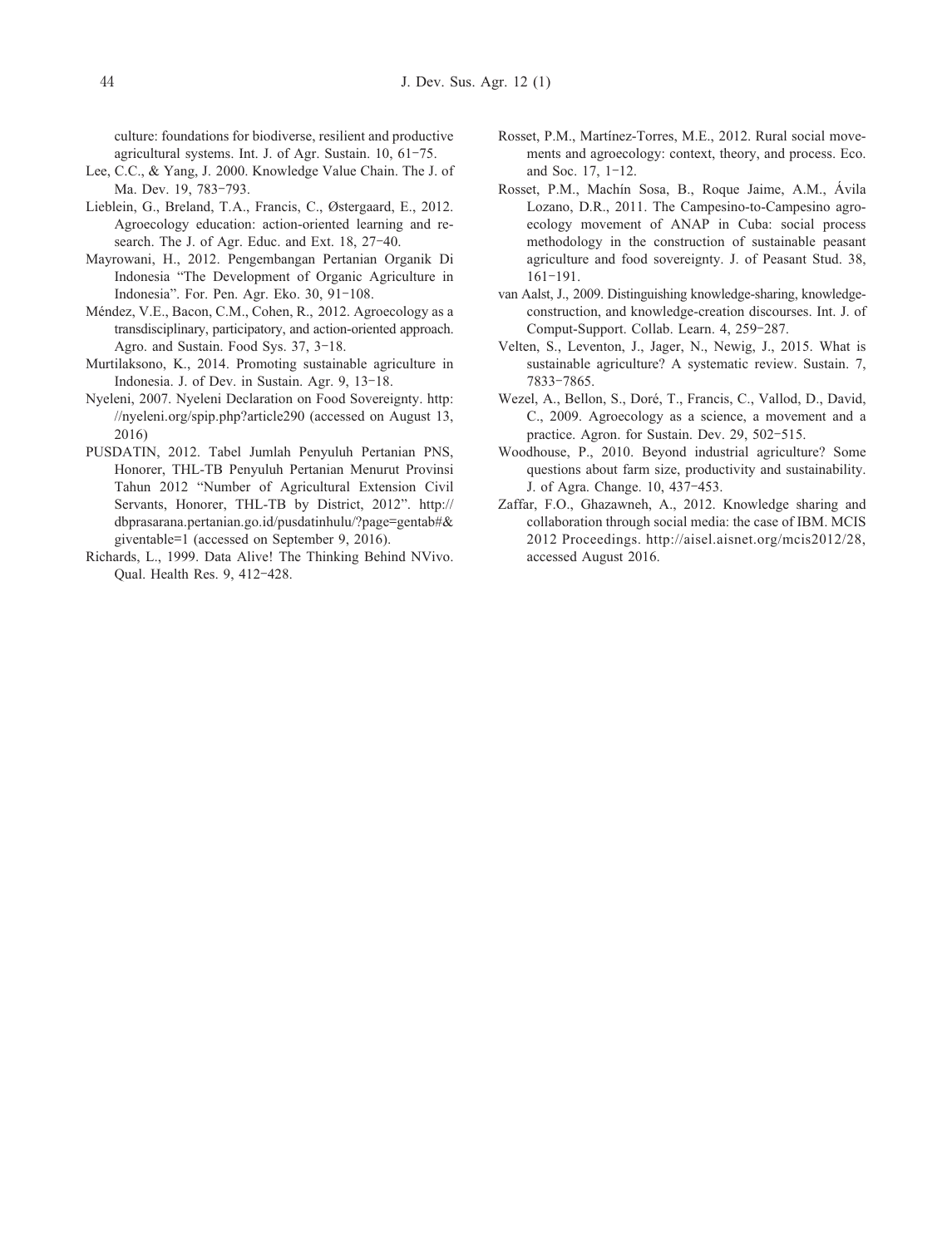culture: foundations for biodiverse, resilient and productive agricultural systems. Int. J. of Agr. Sustain. 10, 61–75.

Lee, C.C., & Yang, J. 2000. Knowledge Value Chain. The J. of Ma. Dev. 19, 783–793.

Lieblein, G., Breland, T.A., Francis, C., Østergaard, E., 2012. Agroecology education: action-oriented learning and research. The J. of Agr. Educ. and Ext. 18, 27–40.

Mayrowani, H., 2012. Pengembangan Pertanian Organik Di Indonesia "The Development of Organic Agriculture in Indonesia". For. Pen. Agr. Eko. 30, 91–108.

Méndez, V.E., Bacon, C.M., Cohen, R., 2012. Agroecology as a transdisciplinary, participatory, and action-oriented approach. Agro. and Sustain. Food Sys. 37, 3–18.

Murtilaksono, K., 2014. Promoting sustainable agriculture in Indonesia. J. of Dev. in Sustain. Agr. 9, 13–18.

Nyeleni, 2007. Nyeleni Declaration on Food Sovereignty. http://nyeleni.org/spip.php?article290 (accessed on August 13, 2016)

PUSDATIN, 2012. Tabel Jumlah Penyuluh Pertanian PNS, Honorer, THL-TB Penyuluh Pertanian Menurut Provinsi Tahun 2012 "Number of Agricultural Extension Civil Servants, Honorer, THL-TB by District, 2012". http://dbprasarana.pertanian.go.id/pusdatinhulu/?page=gentab#&giventable=1 (accessed on September 9, 2016).

Richards, L., 1999. Data Alive! The Thinking Behind NVivo. Qual. Health Res. 9, 412–428.

Rosset, P.M., Martínez-Torres, M.E., 2012. Rural social movements and agroecology: context, theory, and process. Eco. and Soc. 17, 1–12.

Rosset, P.M., Machín Sosa, B., Roque Jaime, A.M., Ávila Lozano, D.R., 2011. The Campesino-to-Campesino agroecology movement of ANAP in Cuba: social process methodology in the construction of sustainable peasant agriculture and food sovereignty. J. of Peasant Stud. 38, 161–191.

van Aalst, J., 2009. Distinguishing knowledge-sharing, knowledge-construction, and knowledge-creation discourses. Int. J. of Comput-Support. Collab. Learn. 4, 259–287.

Velten, S., Leventon, J., Jager, N., Newig, J., 2015. What is sustainable agriculture? A systematic review. Sustain. 7, 7833–7865.

Wezel, A., Bellon, S., Doré, T., Francis, C., Vallod, D., David, C., 2009. Agroecology as a science, a movement and a practice. Agron. for Sustain. Dev. 29, 502–515.

Woodhouse, P., 2010. Beyond industrial agriculture? Some questions about farm size, productivity and sustainability. J. of Agra. Change. 10, 437–453.

Zaffar, F.O., Ghazawneh, A., 2012. Knowledge sharing and collaboration through social media: the case of IBM. MCIS 2012 Proceedings. http://aisel.aisnet.org/mcis2012/28, accessed August 2016.